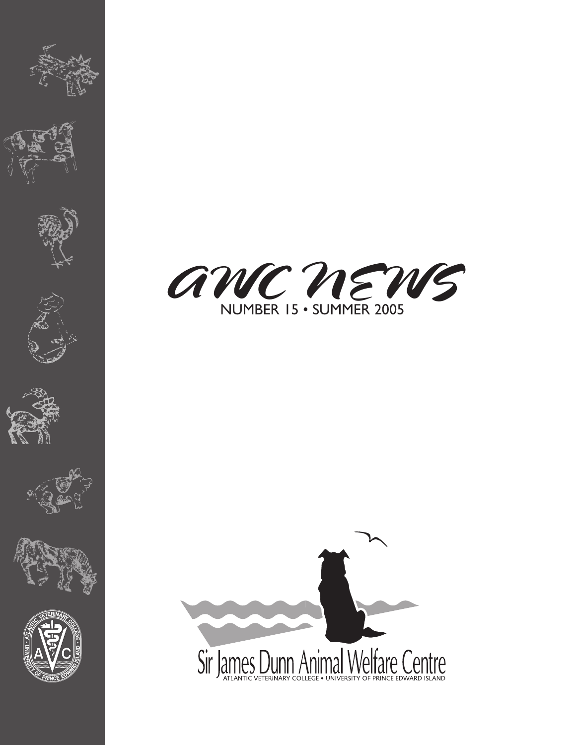# AWC NEWS

NUMBER 15 • SUMMER 2005

Sir James Dunn Animal Welfare Centre

ATLANTIC VETERINARY COLLEGE • UNIVERSITY OF PRINCE EDWARD ISLAND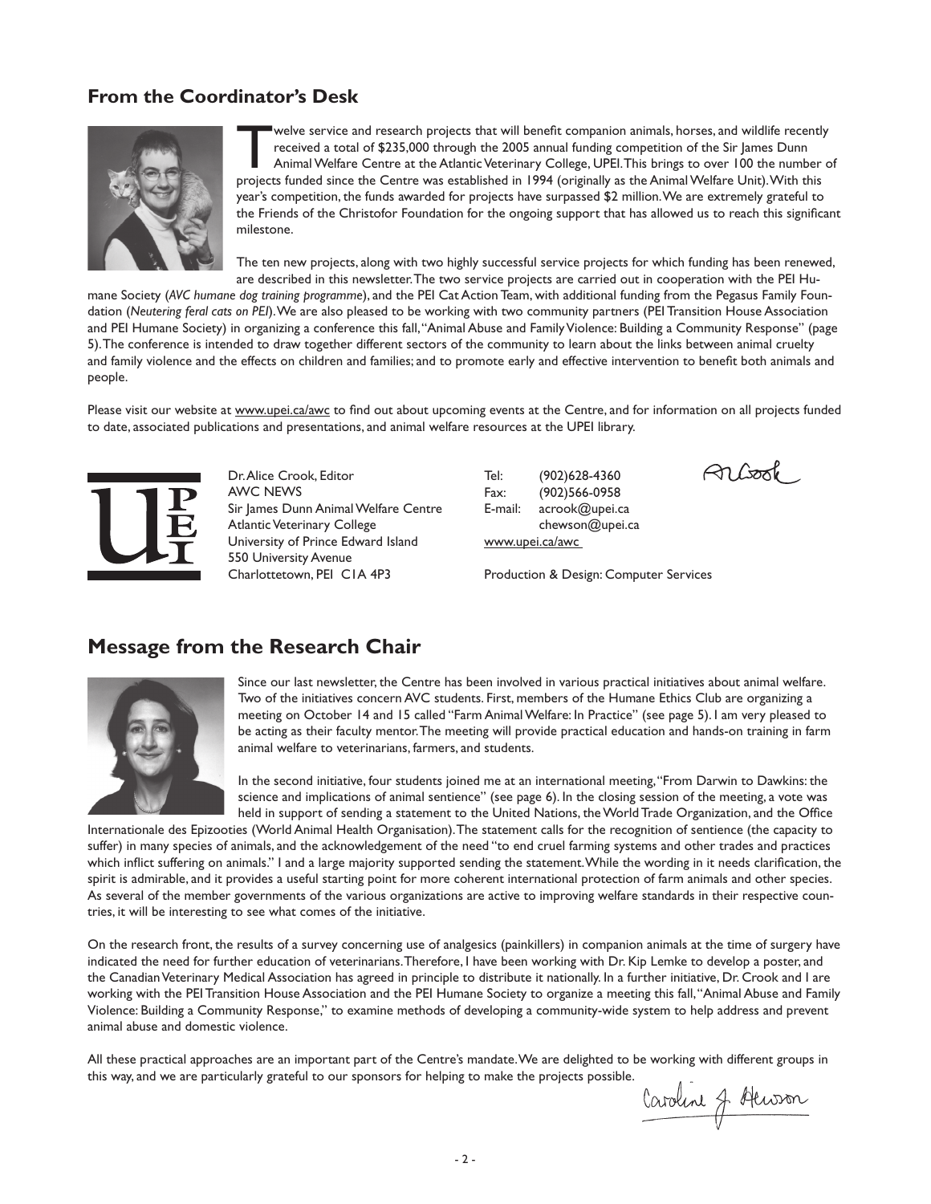## From the Coordinator's Desk

Twelve service and research projects that will benefit companion animals, horses, and wildlife recently received a total of $235,000 through the 2005 annual funding competition of the Sir James Dunn Animal Welfare Centre at the Atlantic Veterinary College, UPEI. This brings to over 100 the number of projects funded since the Centre was established in 1994 (originally as the Animal Welfare Unit). With this year's competition, the funds awarded for projects have surpassed $2 million. We are extremely grateful to the Friends of the Christofor Foundation for the ongoing support that has allowed us to reach this significant milestone.

The ten new projects, along with two highly successful service projects for which funding has been renewed, are described in this newsletter. The two service projects are carried out in cooperation with the PEI Humane Society (*AVC humane dog training programme*), and the PEI Cat Action Team, with additional funding from the Pegasus Family Foundation (*Neutering feral cats on PEI*). We are also pleased to be working with two community partners (PEI Transition House Association and PEI Humane Society) in organizing a conference this fall, "Animal Abuse and Family Violence: Building a Community Response" (page 5). The conference is intended to draw together different sectors of the community to learn about the links between animal cruelty and family violence and the effects on children and families; and to promote early and effective intervention to benefit both animals and people.

Please visit our website at www.upei.ca/awc to find out about upcoming events at the Centre, and for information on all projects funded to date, associated publications and presentations, and animal welfare resources at the UPEI library.

Dr. Alice Crook, Editor
AWC NEWS
Sir James Dunn Animal Welfare Centre
Atlantic Veterinary College
University of Prince Edward Island
550 University Avenue
Charlottetown, PEI C1A 4P3

Tel: (902)628-4360
Fax: (902)566-0958
E-mail: acrook@upei.ca
chewson@upei.ca
www.upei.ca/awc

Production & Design: Computer Services

## Message from the Research Chair

Since our last newsletter, the Centre has been involved in various practical initiatives about animal welfare. Two of the initiatives concern AVC students. First, members of the Humane Ethics Club are organizing a meeting on October 14 and 15 called "Farm Animal Welfare: In Practice" (see page 5). I am very pleased to be acting as their faculty mentor. The meeting will provide practical education and hands-on training in farm animal welfare to veterinarians, farmers, and students.

In the second initiative, four students joined me at an international meeting, "From Darwin to Dawkins: the science and implications of animal sentience" (see page 6). In the closing session of the meeting, a vote was held in support of sending a statement to the United Nations, the World Trade Organization, and the Office Internationale des Epizooties (World Animal Health Organisation). The statement calls for the recognition of sentience (the capacity to suffer) in many species of animals, and the acknowledgement of the need "to end cruel farming systems and other trades and practices which inflict suffering on animals." I and a large majority supported sending the statement. While the wording in it needs clarification, the spirit is admirable, and it provides a useful starting point for more coherent international protection of farm animals and other species. As several of the member governments of the various organizations are active to improving welfare standards in their respective countries, it will be interesting to see what comes of the initiative.

On the research front, the results of a survey concerning use of analgesics (painkillers) in companion animals at the time of surgery have indicated the need for further education of veterinarians. Therefore, I have been working with Dr. Kip Lemke to develop a poster, and the Canadian Veterinary Medical Association has agreed in principle to distribute it nationally. In a further initiative, Dr. Crook and I are working with the PEI Transition House Association and the PEI Humane Society to organize a meeting this fall, "Animal Abuse and Family Violence: Building a Community Response," to examine methods of developing a community-wide system to help address and prevent animal abuse and domestic violence.

All these practical approaches are an important part of the Centre's mandate. We are delighted to be working with different groups in this way, and we are particularly grateful to our sponsors for helping to make the projects possible.

Caroline J. Hewson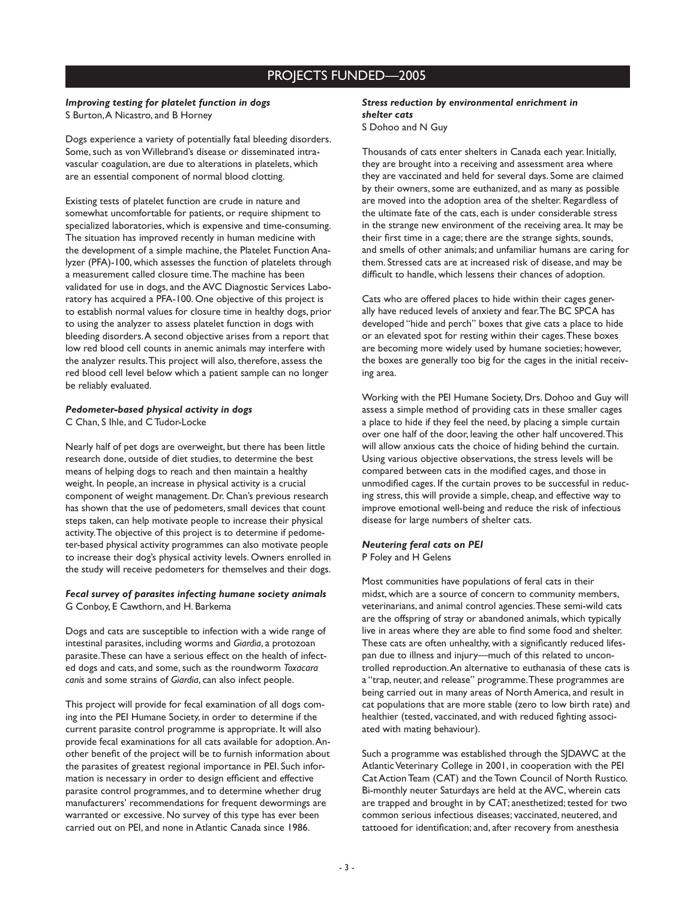# PROJECTS FUNDED—2005

### *Improving testing for platelet function in dogs*

S Burton, A Nicastro, and B Horney

Dogs experience a variety of potentially fatal bleeding disorders. Some, such as von Willebrand's disease or disseminated intravascular coagulation, are due to alterations in platelets, which are an essential component of normal blood clotting.

Existing tests of platelet function are crude in nature and somewhat uncomfortable for patients, or require shipment to specialized laboratories, which is expensive and time-consuming. The situation has improved recently in human medicine with the development of a simple machine, the Platelet Function Analyzer (PFA)-100, which assesses the function of platelets through a measurement called closure time. The machine has been validated for use in dogs, and the AVC Diagnostic Services Laboratory has acquired a PFA-100. One objective of this project is to establish normal values for closure time in healthy dogs, prior to using the analyzer to assess platelet function in dogs with bleeding disorders. A second objective arises from a report that low red blood cell counts in anemic animals may interfere with the analyzer results. This project will also, therefore, assess the red blood cell level below which a patient sample can no longer be reliably evaluated.

### *Pedometer-based physical activity in dogs*

C Chan, S Ihle, and C Tudor-Locke

Nearly half of pet dogs are overweight, but there has been little research done, outside of diet studies, to determine the best means of helping dogs to reach and then maintain a healthy weight. In people, an increase in physical activity is a crucial component of weight management. Dr. Chan's previous research has shown that the use of pedometers, small devices that count steps taken, can help motivate people to increase their physical activity. The objective of this project is to determine if pedometer-based physical activity programmes can also motivate people to increase their dog's physical activity levels. Owners enrolled in the study will receive pedometers for themselves and their dogs.

### *Fecal survey of parasites infecting humane society animals*

G Conboy, E Cawthorn, and H. Barkema

Dogs and cats are susceptible to infection with a wide range of intestinal parasites, including worms and *Giardia*, a protozoan parasite. These can have a serious effect on the health of infected dogs and cats, and some, such as the roundworm *Toxacara canis* and some strains of *Giardia*, can also infect people.

This project will provide for fecal examination of all dogs coming into the PEI Humane Society, in order to determine if the current parasite control programme is appropriate. It will also provide fecal examinations for all cats available for adoption. Another benefit of the project will be to furnish information about the parasites of greatest regional importance in PEI. Such information is necessary in order to design efficient and effective parasite control programmes, and to determine whether drug manufacturers' recommendations for frequent dewormings are warranted or excessive. No survey of this type has ever been carried out on PEI, and none in Atlantic Canada since 1986.

### *Stress reduction by environmental enrichment in shelter cats*

S Dohoo and N Guy

Thousands of cats enter shelters in Canada each year. Initially, they are brought into a receiving and assessment area where they are vaccinated and held for several days. Some are claimed by their owners, some are euthanized, and as many as possible are moved into the adoption area of the shelter. Regardless of the ultimate fate of the cats, each is under considerable stress in the strange new environment of the receiving area. It may be their first time in a cage; there are the strange sights, sounds, and smells of other animals; and unfamiliar humans are caring for them. Stressed cats are at increased risk of disease, and may be difficult to handle, which lessens their chances of adoption.

Cats who are offered places to hide within their cages generally have reduced levels of anxiety and fear. The BC SPCA has developed "hide and perch" boxes that give cats a place to hide or an elevated spot for resting within their cages. These boxes are becoming more widely used by humane societies; however, the boxes are generally too big for the cages in the initial receiving area.

Working with the PEI Humane Society, Drs. Dohoo and Guy will assess a simple method of providing cats in these smaller cages a place to hide if they feel the need, by placing a simple curtain over one half of the door, leaving the other half uncovered. This will allow anxious cats the choice of hiding behind the curtain. Using various objective observations, the stress levels will be compared between cats in the modified cages, and those in unmodified cages. If the curtain proves to be successful in reducing stress, this will provide a simple, cheap, and effective way to improve emotional well-being and reduce the risk of infectious disease for large numbers of shelter cats.

### *Neutering feral cats on PEI*

P Foley and H Gelens

Most communities have populations of feral cats in their midst, which are a source of concern to community members, veterinarians, and animal control agencies. These semi-wild cats are the offspring of stray or abandoned animals, which typically live in areas where they are able to find some food and shelter. These cats are often unhealthy, with a significantly reduced lifespan due to illness and injury—much of this related to uncontrolled reproduction. An alternative to euthanasia of these cats is a "trap, neuter, and release" programme. These programmes are being carried out in many areas of North America, and result in cat populations that are more stable (zero to low birth rate) and healthier (tested, vaccinated, and with reduced fighting associated with mating behaviour).

Such a programme was established through the SJDAWC at the Atlantic Veterinary College in 2001, in cooperation with the PEI Cat Action Team (CAT) and the Town Council of North Rustico. Bi-monthly neuter Saturdays are held at the AVC, wherein cats are trapped and brought in by CAT; anesthetized; tested for two common serious infectious diseases; vaccinated, neutered, and tattooed for identification; and, after recovery from anesthesia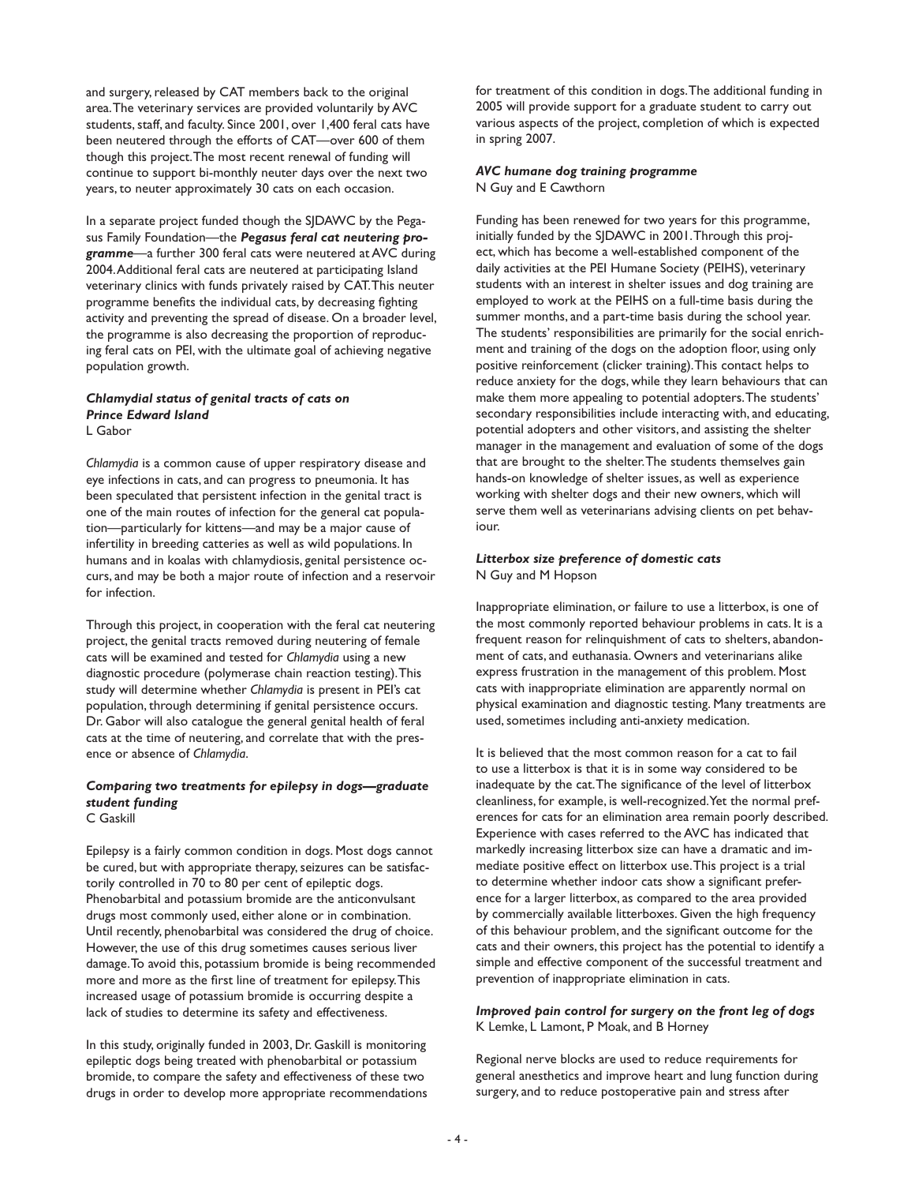and surgery, released by CAT members back to the original area. The veterinary services are provided voluntarily by AVC students, staff, and faculty. Since 2001, over 1,400 feral cats have been neutered through the efforts of CAT—over 600 of them though this project. The most recent renewal of funding will continue to support bi-monthly neuter days over the next two years, to neuter approximately 30 cats on each occasion.

In a separate project funded though the SJDAWC by the Pegasus Family Foundation—the ***Pegasus feral cat neutering programme***—a further 300 feral cats were neutered at AVC during 2004. Additional feral cats are neutered at participating Island veterinary clinics with funds privately raised by CAT. This neuter programme benefits the individual cats, by decreasing fighting activity and preventing the spread of disease. On a broader level, the programme is also decreasing the proportion of reproducing feral cats on PEI, with the ultimate goal of achieving negative population growth.

### *Chlamydial status of genital tracts of cats on Prince Edward Island*

L Gabor

*Chlamydia* is a common cause of upper respiratory disease and eye infections in cats, and can progress to pneumonia. It has been speculated that persistent infection in the genital tract is one of the main routes of infection for the general cat population—particularly for kittens—and may be a major cause of infertility in breeding catteries as well as wild populations. In humans and in koalas with chlamydiosis, genital persistence occurs, and may be both a major route of infection and a reservoir for infection.

Through this project, in cooperation with the feral cat neutering project, the genital tracts removed during neutering of female cats will be examined and tested for *Chlamydia* using a new diagnostic procedure (polymerase chain reaction testing). This study will determine whether *Chlamydia* is present in PEI's cat population, through determining if genital persistence occurs. Dr. Gabor will also catalogue the general genital health of feral cats at the time of neutering, and correlate that with the presence or absence of *Chlamydia*.

### *Comparing two treatments for epilepsy in dogs—graduate student funding*

C Gaskill

Epilepsy is a fairly common condition in dogs. Most dogs cannot be cured, but with appropriate therapy, seizures can be satisfactorily controlled in 70 to 80 per cent of epileptic dogs. Phenobarbital and potassium bromide are the anticonvulsant drugs most commonly used, either alone or in combination. Until recently, phenobarbital was considered the drug of choice. However, the use of this drug sometimes causes serious liver damage. To avoid this, potassium bromide is being recommended more and more as the first line of treatment for epilepsy. This increased usage of potassium bromide is occurring despite a lack of studies to determine its safety and effectiveness.

In this study, originally funded in 2003, Dr. Gaskill is monitoring epileptic dogs being treated with phenobarbital or potassium bromide, to compare the safety and effectiveness of these two drugs in order to develop more appropriate recommendations for treatment of this condition in dogs. The additional funding in 2005 will provide support for a graduate student to carry out various aspects of the project, completion of which is expected in spring 2007.

### *AVC humane dog training programme*

N Guy and E Cawthorn

Funding has been renewed for two years for this programme, initially funded by the SJDAWC in 2001. Through this project, which has become a well-established component of the daily activities at the PEI Humane Society (PEIHS), veterinary students with an interest in shelter issues and dog training are employed to work at the PEIHS on a full-time basis during the summer months, and a part-time basis during the school year. The students' responsibilities are primarily for the social enrichment and training of the dogs on the adoption floor, using only positive reinforcement (clicker training). This contact helps to reduce anxiety for the dogs, while they learn behaviours that can make them more appealing to potential adopters. The students' secondary responsibilities include interacting with, and educating, potential adopters and other visitors, and assisting the shelter manager in the management and evaluation of some of the dogs that are brought to the shelter. The students themselves gain hands-on knowledge of shelter issues, as well as experience working with shelter dogs and their new owners, which will serve them well as veterinarians advising clients on pet behaviour.

### *Litterbox size preference of domestic cats*

N Guy and M Hopson

Inappropriate elimination, or failure to use a litterbox, is one of the most commonly reported behaviour problems in cats. It is a frequent reason for relinquishment of cats to shelters, abandonment of cats, and euthanasia. Owners and veterinarians alike express frustration in the management of this problem. Most cats with inappropriate elimination are apparently normal on physical examination and diagnostic testing. Many treatments are used, sometimes including anti-anxiety medication.

It is believed that the most common reason for a cat to fail to use a litterbox is that it is in some way considered to be inadequate by the cat. The significance of the level of litterbox cleanliness, for example, is well-recognized. Yet the normal preferences for cats for an elimination area remain poorly described. Experience with cases referred to the AVC has indicated that markedly increasing litterbox size can have a dramatic and immediate positive effect on litterbox use. This project is a trial to determine whether indoor cats show a significant preference for a larger litterbox, as compared to the area provided by commercially available litterboxes. Given the high frequency of this behaviour problem, and the significant outcome for the cats and their owners, this project has the potential to identify a simple and effective component of the successful treatment and prevention of inappropriate elimination in cats.

### *Improved pain control for surgery on the front leg of dogs*

K Lemke, L Lamont, P Moak, and B Horney

Regional nerve blocks are used to reduce requirements for general anesthetics and improve heart and lung function during surgery, and to reduce postoperative pain and stress after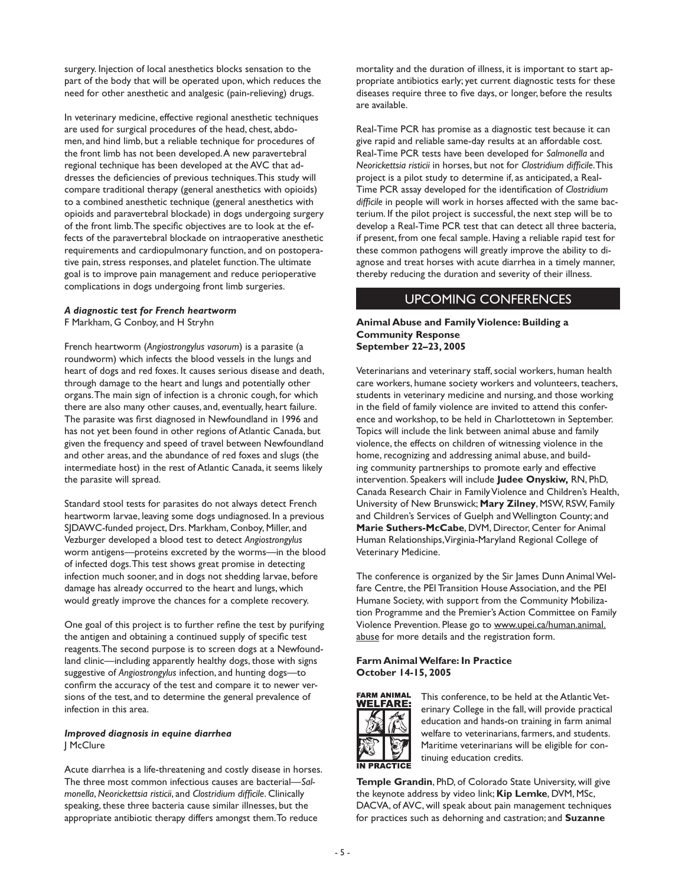surgery. Injection of local anesthetics blocks sensation to the part of the body that will be operated upon, which reduces the need for other anesthetic and analgesic (pain-relieving) drugs.

In veterinary medicine, effective regional anesthetic techniques are used for surgical procedures of the head, chest, abdomen, and hind limb, but a reliable technique for procedures of the front limb has not been developed. A new paravertebral regional technique has been developed at the AVC that addresses the deficiencies of previous techniques. This study will compare traditional therapy (general anesthetics with opioids) to a combined anesthetic technique (general anesthetics with opioids and paravertebral blockade) in dogs undergoing surgery of the front limb. The specific objectives are to look at the effects of the paravertebral blockade on intraoperative anesthetic requirements and cardiopulmonary function, and on postoperative pain, stress responses, and platelet function. The ultimate goal is to improve pain management and reduce perioperative complications in dogs undergoing front limb surgeries.

***A diagnostic test for French heartworm***
F Markham, G Conboy, and H Stryhn

French heartworm (*Angiostrongylus vasorum*) is a parasite (a roundworm) which infects the blood vessels in the lungs and heart of dogs and red foxes. It causes serious disease and death, through damage to the heart and lungs and potentially other organs. The main sign of infection is a chronic cough, for which there are also many other causes, and, eventually, heart failure. The parasite was first diagnosed in Newfoundland in 1996 and has not yet been found in other regions of Atlantic Canada, but given the frequency and speed of travel between Newfoundland and other areas, and the abundance of red foxes and slugs (the intermediate host) in the rest of Atlantic Canada, it seems likely the parasite will spread.

Standard stool tests for parasites do not always detect French heartworm larvae, leaving some dogs undiagnosed. In a previous SJDAWC-funded project, Drs. Markham, Conboy, Miller, and Vezburger developed a blood test to detect *Angiostrongylus* worm antigens—proteins excreted by the worms—in the blood of infected dogs. This test shows great promise in detecting infection much sooner, and in dogs not shedding larvae, before damage has already occurred to the heart and lungs, which would greatly improve the chances for a complete recovery.

One goal of this project is to further refine the test by purifying the antigen and obtaining a continued supply of specific test reagents. The second purpose is to screen dogs at a Newfoundland clinic—including apparently healthy dogs, those with signs suggestive of *Angiostrongylus* infection, and hunting dogs—to confirm the accuracy of the test and compare it to newer versions of the test, and to determine the general prevalence of infection in this area.

***Improved diagnosis in equine diarrhea***
J McClure

Acute diarrhea is a life-threatening and costly disease in horses. The three most common infectious causes are bacterial—*Salmonella*, *Neorickettsia risticii*, and *Clostridium difficile*. Clinically speaking, these three bacteria cause similar illnesses, but the appropriate antibiotic therapy differs amongst them. To reduce mortality and the duration of illness, it is important to start appropriate antibiotics early; yet current diagnostic tests for these diseases require three to five days, or longer, before the results are available.

Real-Time PCR has promise as a diagnostic test because it can give rapid and reliable same-day results at an affordable cost. Real-Time PCR tests have been developed for *Salmonella* and *Neorickettsia risticii* in horses, but not for *Clostridium difficile*. This project is a pilot study to determine if, as anticipated, a Real-Time PCR assay developed for the identification of *Clostridium difficile* in people will work in horses affected with the same bacterium. If the pilot project is successful, the next step will be to develop a Real-Time PCR test that can detect all three bacteria, if present, from one fecal sample. Having a reliable rapid test for these common pathogens will greatly improve the ability to diagnose and treat horses with acute diarrhea in a timely manner, thereby reducing the duration and severity of their illness.

## UPCOMING CONFERENCES

**Animal Abuse and Family Violence: Building a Community Response**
**September 22–23, 2005**

Veterinarians and veterinary staff, social workers, human health care workers, humane society workers and volunteers, teachers, students in veterinary medicine and nursing, and those working in the field of family violence are invited to attend this conference and workshop, to be held in Charlottetown in September. Topics will include the link between animal abuse and family violence, the effects on children of witnessing violence in the home, recognizing and addressing animal abuse, and building community partnerships to promote early and effective intervention. Speakers will include **Judee Onyskiw,** RN, PhD, Canada Research Chair in Family Violence and Children's Health, University of New Brunswick; **Mary Zilney**, MSW, RSW, Family and Children's Services of Guelph and Wellington County; and **Marie Suthers-McCabe**, DVM, Director, Center for Animal Human Relationships, Virginia-Maryland Regional College of Veterinary Medicine.

The conference is organized by the Sir James Dunn Animal Welfare Centre, the PEI Transition House Association, and the PEI Humane Society, with support from the Community Mobilization Programme and the Premier's Action Committee on Family Violence Prevention. Please go to www.upei.ca/human.animal.abuse for more details and the registration form.

**Farm Animal Welfare: In Practice**
**October 14-15, 2005**

FARM ANIMAL WELFARE: IN PRACTICE

This conference, to be held at the Atlantic Veterinary College in the fall, will provide practical education and hands-on training in farm animal welfare to veterinarians, farmers, and students. Maritime veterinarians will be eligible for continuing education credits.

**Temple Grandin**, PhD, of Colorado State University, will give the keynote address by video link; **Kip Lemke**, DVM, MSc, DACVA, of AVC, will speak about pain management techniques for practices such as dehorning and castration; and **Suzanne**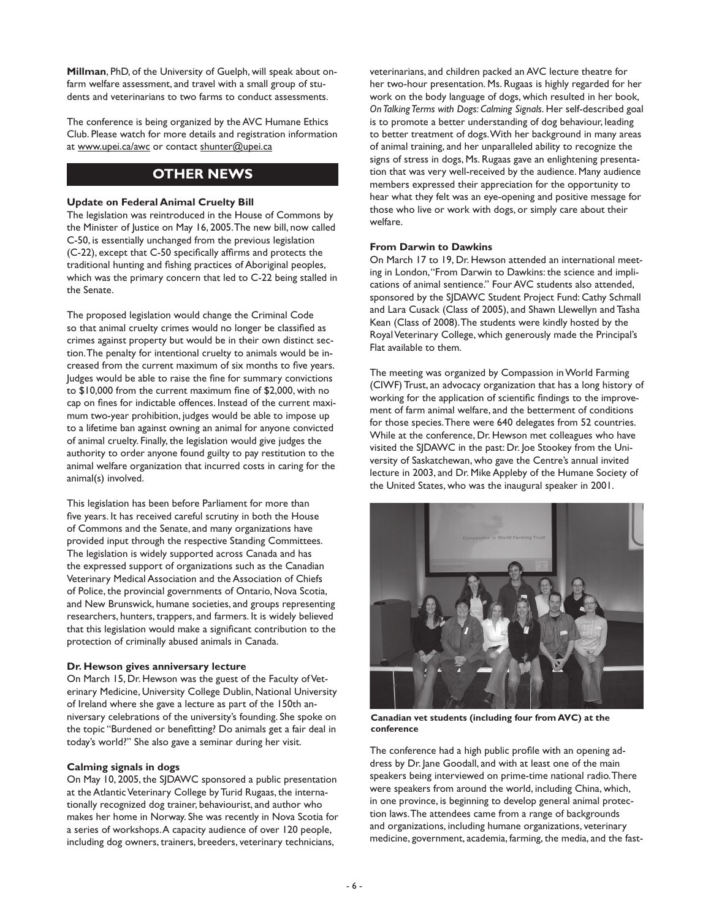**Millman**, PhD, of the University of Guelph, will speak about on-farm welfare assessment, and travel with a small group of students and veterinarians to two farms to conduct assessments.

The conference is being organized by the AVC Humane Ethics Club. Please watch for more details and registration information at www.upei.ca/awc or contact shunter@upei.ca

## OTHER NEWS

### Update on Federal Animal Cruelty Bill

The legislation was reintroduced in the House of Commons by the Minister of Justice on May 16, 2005. The new bill, now called C-50, is essentially unchanged from the previous legislation (C-22), except that C-50 specifically affirms and protects the traditional hunting and fishing practices of Aboriginal peoples, which was the primary concern that led to C-22 being stalled in the Senate.

The proposed legislation would change the Criminal Code so that animal cruelty crimes would no longer be classified as crimes against property but would be in their own distinct section. The penalty for intentional cruelty to animals would be increased from the current maximum of six months to five years. Judges would be able to raise the fine for summary convictions to $10,000 from the current maximum fine of $2,000, with no cap on fines for indictable offences. Instead of the current maximum two-year prohibition, judges would be able to impose up to a lifetime ban against owning an animal for anyone convicted of animal cruelty. Finally, the legislation would give judges the authority to order anyone found guilty to pay restitution to the animal welfare organization that incurred costs in caring for the animal(s) involved.

This legislation has been before Parliament for more than five years. It has received careful scrutiny in both the House of Commons and the Senate, and many organizations have provided input through the respective Standing Committees. The legislation is widely supported across Canada and has the expressed support of organizations such as the Canadian Veterinary Medical Association and the Association of Chiefs of Police, the provincial governments of Ontario, Nova Scotia, and New Brunswick, humane societies, and groups representing researchers, hunters, trappers, and farmers. It is widely believed that this legislation would make a significant contribution to the protection of criminally abused animals in Canada.

### Dr. Hewson gives anniversary lecture

On March 15, Dr. Hewson was the guest of the Faculty of Veterinary Medicine, University College Dublin, National University of Ireland where she gave a lecture as part of the 150th anniversary celebrations of the university's founding. She spoke on the topic "Burdened or benefitting? Do animals get a fair deal in today's world?" She also gave a seminar during her visit.

### Calming signals in dogs

On May 10, 2005, the SJDAWC sponsored a public presentation at the Atlantic Veterinary College by Turid Rugaas, the internationally recognized dog trainer, behaviourist, and author who makes her home in Norway. She was recently in Nova Scotia for a series of workshops. A capacity audience of over 120 people, including dog owners, trainers, breeders, veterinary technicians, veterinarians, and children packed an AVC lecture theatre for her two-hour presentation. Ms. Rugaas is highly regarded for her work on the body language of dogs, which resulted in her book, *On Talking Terms with Dogs: Calming Signals*. Her self-described goal is to promote a better understanding of dog behaviour, leading to better treatment of dogs. With her background in many areas of animal training, and her unparalleled ability to recognize the signs of stress in dogs, Ms. Rugaas gave an enlightening presentation that was very well-received by the audience. Many audience members expressed their appreciation for the opportunity to hear what they felt was an eye-opening and positive message for those who live or work with dogs, or simply care about their welfare.

### From Darwin to Dawkins

On March 17 to 19, Dr. Hewson attended an international meeting in London, "From Darwin to Dawkins: the science and implications of animal sentience." Four AVC students also attended, sponsored by the SJDAWC Student Project Fund: Cathy Schmall and Lara Cusack (Class of 2005), and Shawn Llewellyn and Tasha Kean (Class of 2008). The students were kindly hosted by the Royal Veterinary College, which generously made the Principal's Flat available to them.

The meeting was organized by Compassion in World Farming (CIWF) Trust, an advocacy organization that has a long history of working for the application of scientific findings to the improvement of farm animal welfare, and the betterment of conditions for those species. There were 640 delegates from 52 countries. While at the conference, Dr. Hewson met colleagues who have visited the SJDAWC in the past: Dr. Joe Stookey from the University of Saskatchewan, who gave the Centre's annual invited lecture in 2003, and Dr. Mike Appleby of the Humane Society of the United States, who was the inaugural speaker in 2001.

**Canadian vet students (including four from AVC) at the conference**

The conference had a high public profile with an opening address by Dr. Jane Goodall, and with at least one of the main speakers being interviewed on prime-time national radio. There were speakers from around the world, including China, which, in one province, is beginning to develop general animal protection laws. The attendees came from a range of backgrounds and organizations, including humane organizations, veterinary medicine, government, academia, farming, the media, and the fast-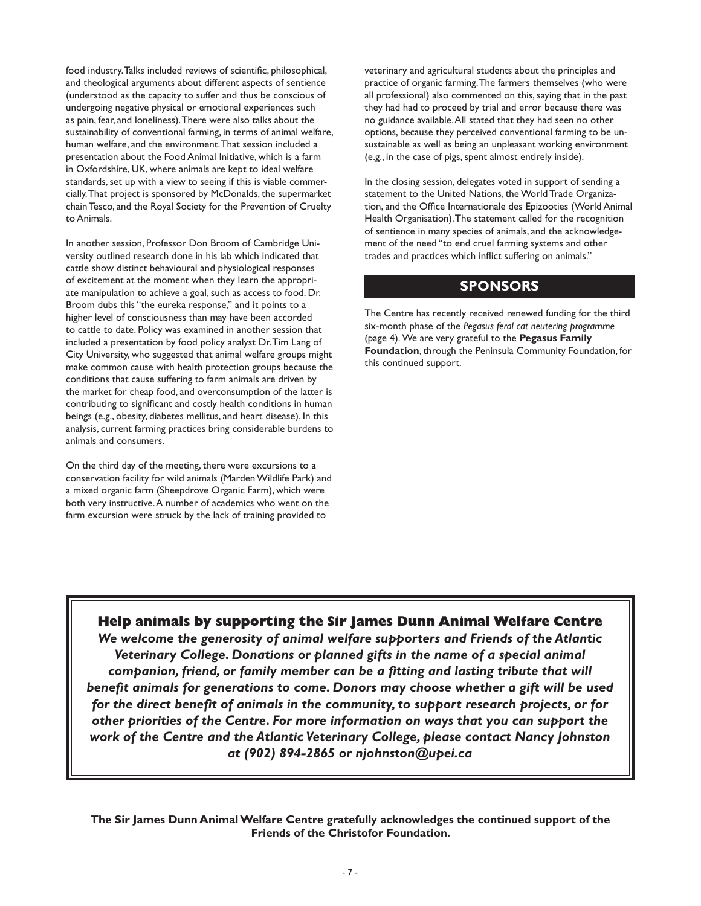food industry. Talks included reviews of scientific, philosophical, and theological arguments about different aspects of sentience (understood as the capacity to suffer and thus be conscious of undergoing negative physical or emotional experiences such as pain, fear, and loneliness). There were also talks about the sustainability of conventional farming, in terms of animal welfare, human welfare, and the environment. That session included a presentation about the Food Animal Initiative, which is a farm in Oxfordshire, UK, where animals are kept to ideal welfare standards, set up with a view to seeing if this is viable commercially. That project is sponsored by McDonalds, the supermarket chain Tesco, and the Royal Society for the Prevention of Cruelty to Animals.

In another session, Professor Don Broom of Cambridge University outlined research done in his lab which indicated that cattle show distinct behavioural and physiological responses of excitement at the moment when they learn the appropriate manipulation to achieve a goal, such as access to food. Dr. Broom dubs this "the eureka response," and it points to a higher level of consciousness than may have been accorded to cattle to date. Policy was examined in another session that included a presentation by food policy analyst Dr. Tim Lang of City University, who suggested that animal welfare groups might make common cause with health protection groups because the conditions that cause suffering to farm animals are driven by the market for cheap food, and overconsumption of the latter is contributing to significant and costly health conditions in human beings (e.g., obesity, diabetes mellitus, and heart disease). In this analysis, current farming practices bring considerable burdens to animals and consumers.

On the third day of the meeting, there were excursions to a conservation facility for wild animals (Marden Wildlife Park) and a mixed organic farm (Sheepdrove Organic Farm), which were both very instructive. A number of academics who went on the farm excursion were struck by the lack of training provided to veterinary and agricultural students about the principles and practice of organic farming. The farmers themselves (who were all professional) also commented on this, saying that in the past they had had to proceed by trial and error because there was no guidance available. All stated that they had seen no other options, because they perceived conventional farming to be unsustainable as well as being an unpleasant working environment (e.g., in the case of pigs, spent almost entirely inside).

In the closing session, delegates voted in support of sending a statement to the United Nations, the World Trade Organization, and the Office Internationale des Epizooties (World Animal Health Organisation). The statement called for the recognition of sentience in many species of animals, and the acknowledgement of the need "to end cruel farming systems and other trades and practices which inflict suffering on animals."

## SPONSORS

The Centre has recently received renewed funding for the third six-month phase of the *Pegasus feral cat neutering programme* (page 4). We are very grateful to the **Pegasus Family Foundation**, through the Peninsula Community Foundation, for this continued support.

**Help animals by supporting the Sir James Dunn Animal Welfare Centre**

***We welcome the generosity of animal welfare supporters and Friends of the Atlantic Veterinary College. Donations or planned gifts in the name of a special animal companion, friend, or family member can be a fitting and lasting tribute that will benefit animals for generations to come. Donors may choose whether a gift will be used for the direct benefit of animals in the community, to support research projects, or for other priorities of the Centre. For more information on ways that you can support the work of the Centre and the Atlantic Veterinary College, please contact Nancy Johnston at (902) 894-2865 or njohnston@upei.ca***

**The Sir James Dunn Animal Welfare Centre gratefully acknowledges the continued support of the Friends of the Christofor Foundation.**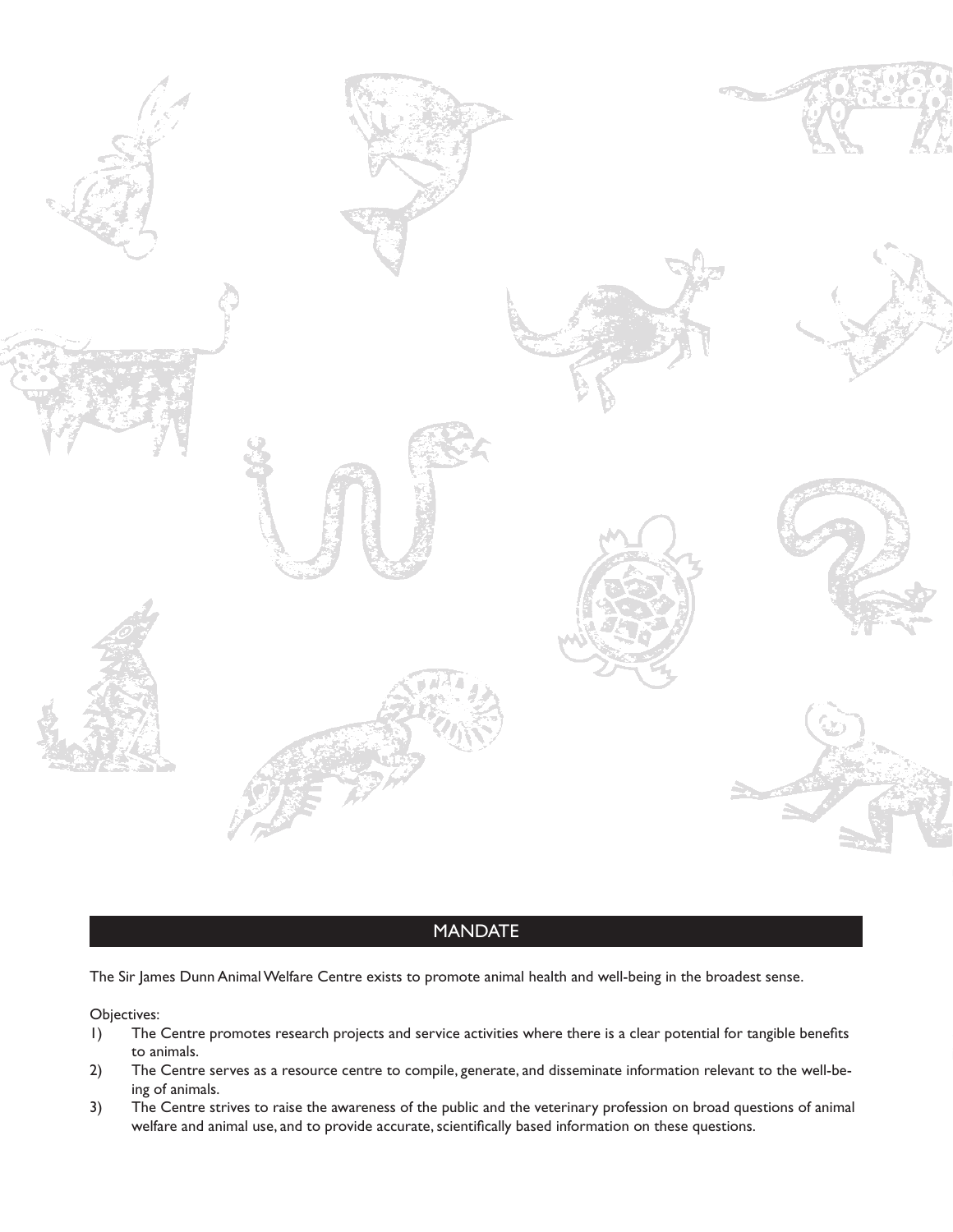## MANDATE

The Sir James Dunn Animal Welfare Centre exists to promote animal health and well-being in the broadest sense.

Objectives:

1) The Centre promotes research projects and service activities where there is a clear potential for tangible benefits to animals.
2) The Centre serves as a resource centre to compile, generate, and disseminate information relevant to the well-being of animals.
3) The Centre strives to raise the awareness of the public and the veterinary profession on broad questions of animal welfare and animal use, and to provide accurate, scientifically based information on these questions.